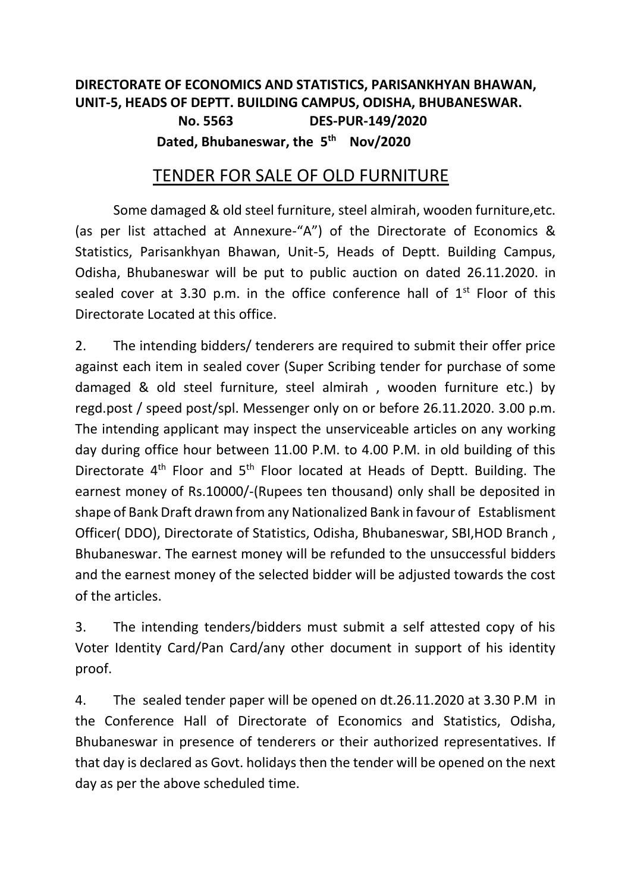**DIRECTORATE OF ECONOMICS AND STATISTICS, PARISANKHYAN BHAWAN, UNIT-5, HEADS OF DEPTT. BUILDING CAMPUS, ODISHA, BHUBANESWAR.**

**No. 5563 DES-PUR-149/2020**

**Dated, Bhubaneswar, the 5th Nov/2020**

# TENDER FOR SALE OF OLD FURNITURE

Some damaged & old steel furniture, steel almirah, wooden furniture,etc. (as per list attached at Annexure-"A") of the Directorate of Economics & Statistics, Parisankhyan Bhawan, Unit-5, Heads of Deptt. Building Campus, Odisha, Bhubaneswar will be put to public auction on dated 26.11.2020. in sealed cover at 3.30 p.m. in the office conference hall of 1st Floor of this Directorate Located at this office.

2. The intending bidders/ tenderers are required to submit their offer price against each item in sealed cover (Super Scribing tender for purchase of some damaged & old steel furniture, steel almirah , wooden furniture etc.) by regd.post / speed post/spl. Messenger only on or before 26.11.2020. 3.00 p.m. The intending applicant may inspect the unserviceable articles on any working day during office hour between 11.00 P.M. to 4.00 P.M. in old building of this Directorate 4th Floor and 5th Floor located at Heads of Deptt. Building. The earnest money of Rs.10000/-(Rupees ten thousand) only shall be deposited in shape of Bank Draft drawn from any Nationalized Bank in favour of Establisment Officer( DDO), Directorate of Statistics, Odisha, Bhubaneswar, SBI,HOD Branch , Bhubaneswar. The earnest money will be refunded to the unsuccessful bidders and the earnest money of the selected bidder will be adjusted towards the cost of the articles.

3. The intending tenders/bidders must submit a self attested copy of his Voter Identity Card/Pan Card/any other document in support of his identity proof.

4. The sealed tender paper will be opened on dt.26.11.2020 at 3.30 P.M in the Conference Hall of Directorate of Economics and Statistics, Odisha, Bhubaneswar in presence of tenderers or their authorized representatives. If that day is declared as Govt. holidays then the tender will be opened on the next day as per the above scheduled time.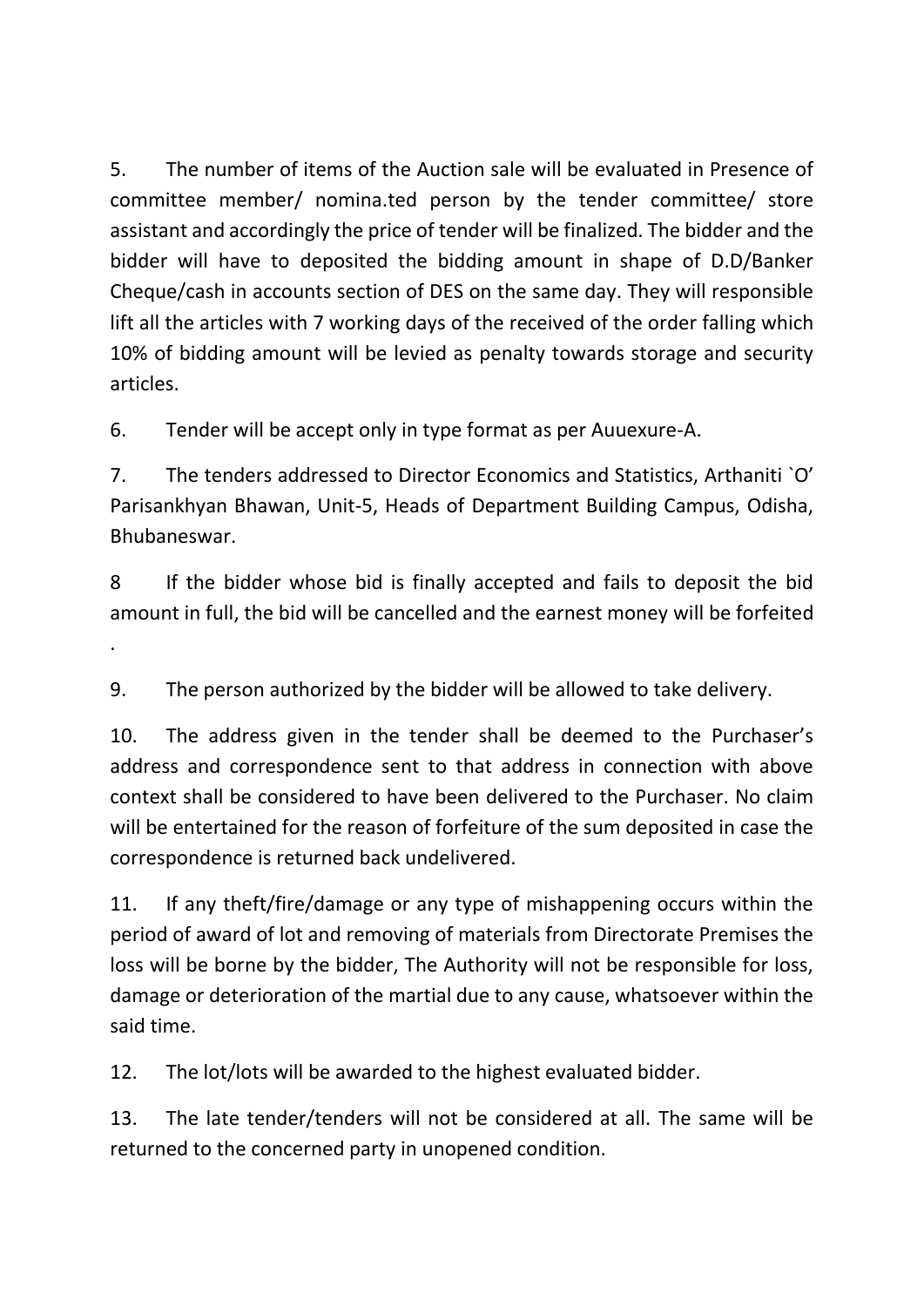5. The number of items of the Auction sale will be evaluated in Presence of committee member/ nomina.ted person by the tender committee/ store assistant and accordingly the price of tender will be finalized. The bidder and the bidder will have to deposited the bidding amount in shape of D.D/Banker Cheque/cash in accounts section of DES on the same day. They will responsible lift all the articles with 7 working days of the received of the order falling which 10% of bidding amount will be levied as penalty towards storage and security articles.

6. Tender will be accept only in type format as per Auuexure-A.

7. The tenders addressed to Director Economics and Statistics, Arthaniti `O' Parisankhyan Bhawan, Unit-5, Heads of Department Building Campus, Odisha, Bhubaneswar.

8 If the bidder whose bid is finally accepted and fails to deposit the bid amount in full, the bid will be cancelled and the earnest money will be forfeited .

9. The person authorized by the bidder will be allowed to take delivery.

10. The address given in the tender shall be deemed to the Purchaser's address and correspondence sent to that address in connection with above context shall be considered to have been delivered to the Purchaser. No claim will be entertained for the reason of forfeiture of the sum deposited in case the correspondence is returned back undelivered.

11. If any theft/fire/damage or any type of mishappening occurs within the period of award of lot and removing of materials from Directorate Premises the loss will be borne by the bidder, The Authority will not be responsible for loss, damage or deterioration of the martial due to any cause, whatsoever within the said time.

12. The lot/lots will be awarded to the highest evaluated bidder.

13. The late tender/tenders will not be considered at all. The same will be returned to the concerned party in unopened condition.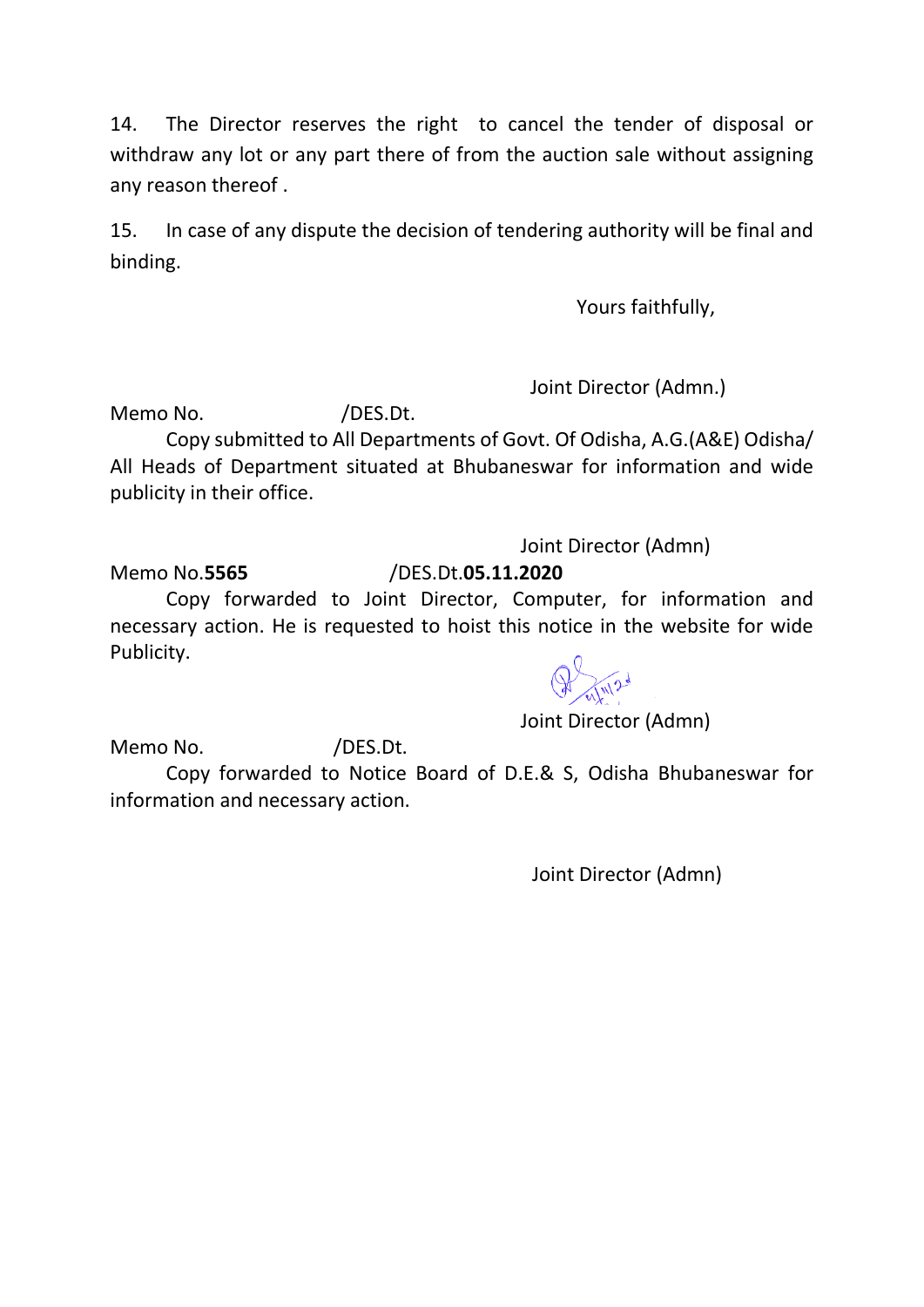14. The Director reserves the right to cancel the tender of disposal or withdraw any lot or any part there of from the auction sale without assigning any reason thereof .

15. In case of any dispute the decision of tendering authority will be final and binding.

Yours faithfully,

Joint Director (Admn.)

Memo No. /DES.Dt.

Copy submitted to All Departments of Govt. Of Odisha, A.G.(A&E) Odisha/ All Heads of Department situated at Bhubaneswar for information and wide publicity in their office.

Joint Director (Admn)

Memo No.**5565** /DES.Dt.**05.11.2020**

Copy forwarded to Joint Director, Computer, for information and necessary action. He is requested to hoist this notice in the website for wide Publicity.

Joint Director (Admn)

Memo No. /DES.Dt.

Copy forwarded to Notice Board of D.E.& S, Odisha Bhubaneswar for information and necessary action.

Joint Director (Admn)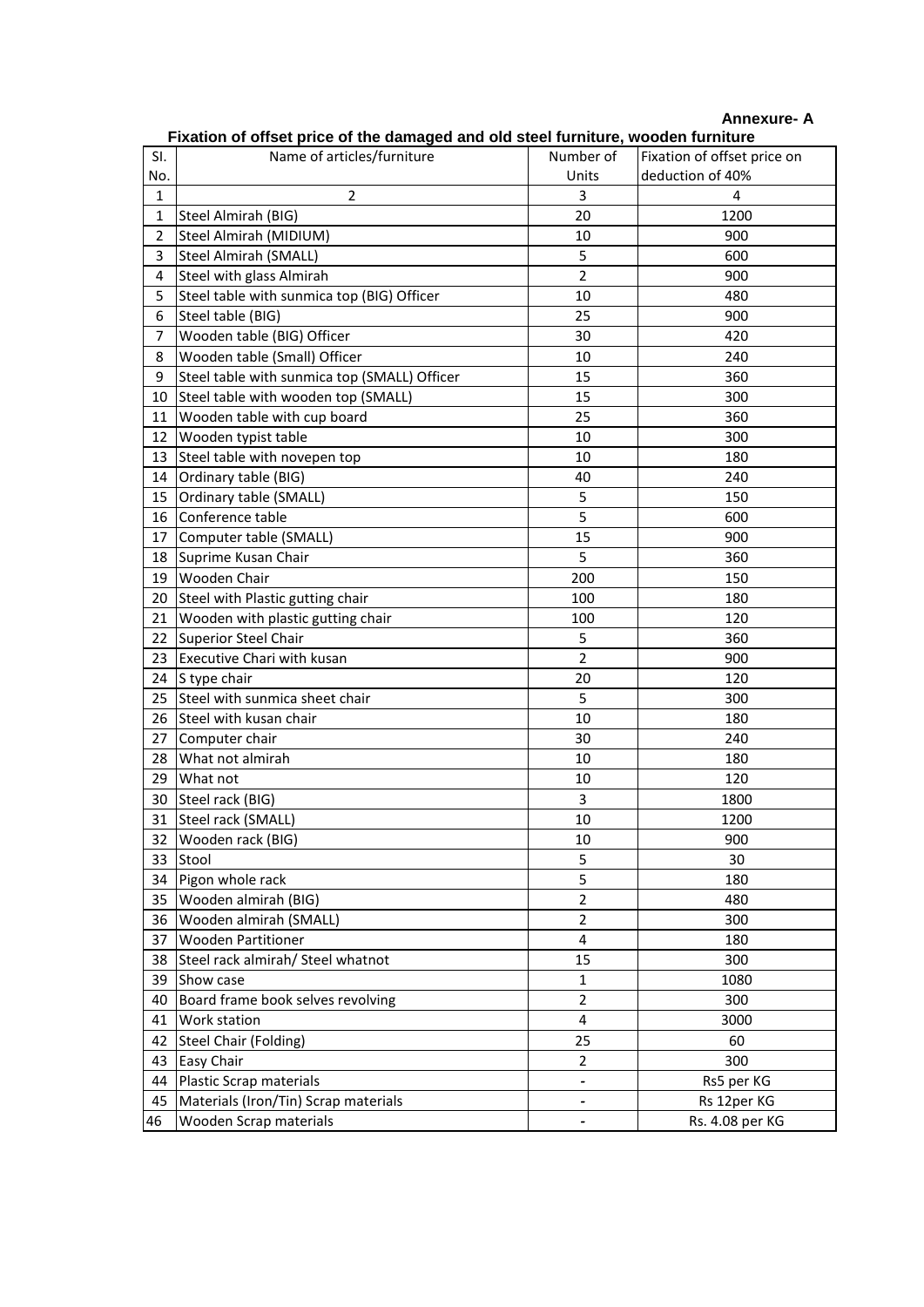**Annexure- A**

**Fixation of offset price of the damaged and old steel furniture, wooden furniture**

| Sl. No. | Name of articles/furniture | Number of Units | Fixation of offset price on deduction of 40% |
|---|---|---|---|
| 1 | 2 | 3 | 4 |
| 1 | Steel Almirah (BIG) | 20 | 1200 |
| 2 | Steel Almirah (MIDIUM) | 10 | 900 |
| 3 | Steel Almirah (SMALL) | 5 | 600 |
| 4 | Steel with glass Almirah | 2 | 900 |
| 5 | Steel table with sunmica top (BIG) Officer | 10 | 480 |
| 6 | Steel table (BIG) | 25 | 900 |
| 7 | Wooden table (BIG) Officer | 30 | 420 |
| 8 | Wooden table (Small) Officer | 10 | 240 |
| 9 | Steel table with sunmica top (SMALL) Officer | 15 | 360 |
| 10 | Steel table with wooden top (SMALL) | 15 | 300 |
| 11 | Wooden table with cup board | 25 | 360 |
| 12 | Wooden typist table | 10 | 300 |
| 13 | Steel table with novepen top | 10 | 180 |
| 14 | Ordinary table (BIG) | 40 | 240 |
| 15 | Ordinary table (SMALL) | 5 | 150 |
| 16 | Conference table | 5 | 600 |
| 17 | Computer table (SMALL) | 15 | 900 |
| 18 | Suprime Kusan Chair | 5 | 360 |
| 19 | Wooden Chair | 200 | 150 |
| 20 | Steel with Plastic gutting chair | 100 | 180 |
| 21 | Wooden with plastic gutting chair | 100 | 120 |
| 22 | Superior Steel Chair | 5 | 360 |
| 23 | Executive Chari with kusan | 2 | 900 |
| 24 | S type chair | 20 | 120 |
| 25 | Steel with sunmica sheet chair | 5 | 300 |
| 26 | Steel with kusan chair | 10 | 180 |
| 27 | Computer chair | 30 | 240 |
| 28 | What not almirah | 10 | 180 |
| 29 | What not | 10 | 120 |
| 30 | Steel rack (BIG) | 3 | 1800 |
| 31 | Steel rack (SMALL) | 10 | 1200 |
| 32 | Wooden rack (BIG) | 10 | 900 |
| 33 | Stool | 5 | 30 |
| 34 | Pigon whole rack | 5 | 180 |
| 35 | Wooden almirah (BIG) | 2 | 480 |
| 36 | Wooden almirah (SMALL) | 2 | 300 |
| 37 | Wooden Partitioner | 4 | 180 |
| 38 | Steel rack almirah/ Steel whatnot | 15 | 300 |
| 39 | Show case | 1 | 1080 |
| 40 | Board frame book selves revolving | 2 | 300 |
| 41 | Work station | 4 | 3000 |
| 42 | Steel Chair (Folding) | 25 | 60 |
| 43 | Easy Chair | 2 | 300 |
| 44 | Plastic Scrap materials | - | Rs5 per KG |
| 45 | Materials (Iron/Tin) Scrap materials | - | Rs 12per KG |
| 46 | Wooden Scrap materials | - | Rs. 4.08 per KG |